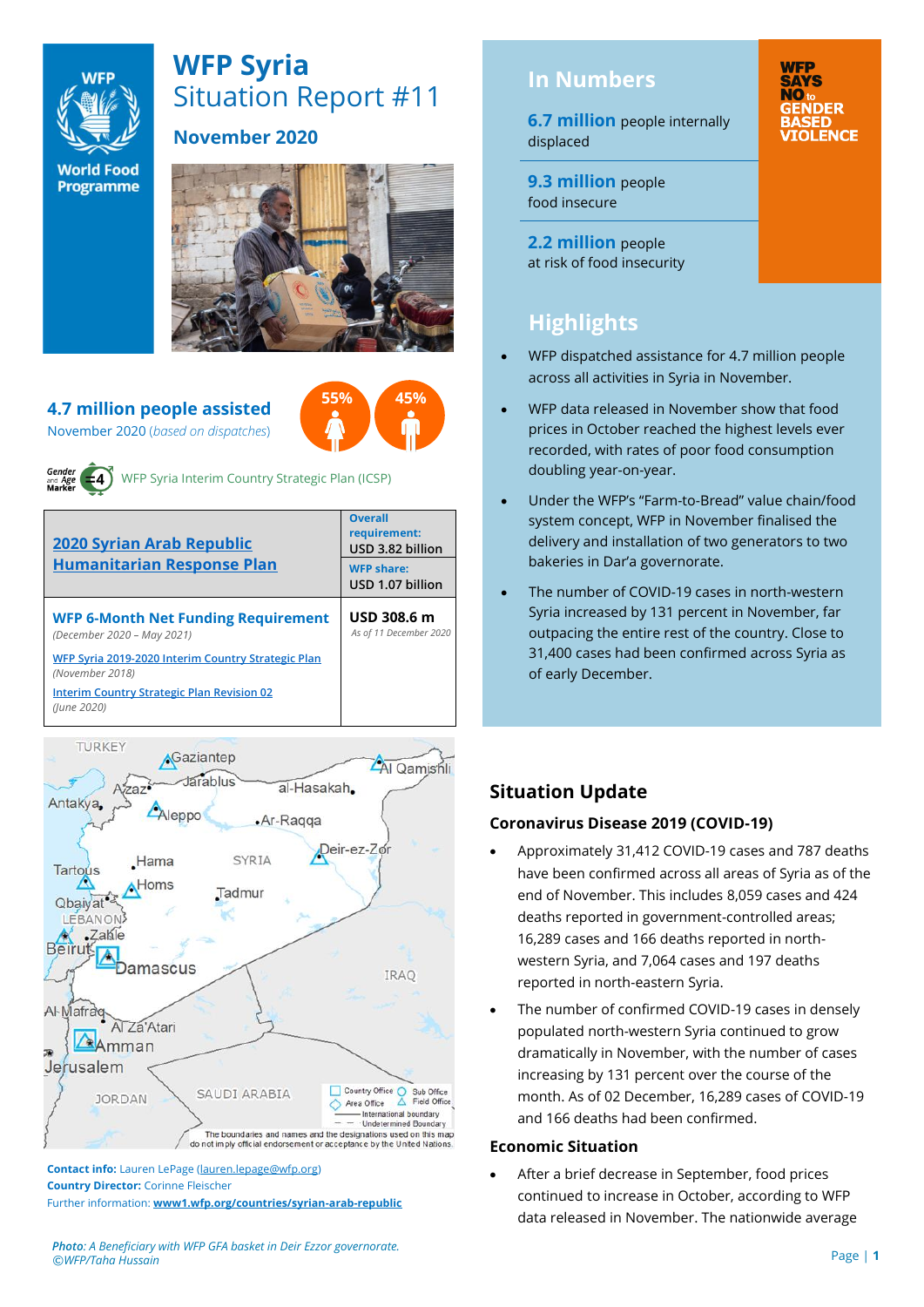# WFP Syria

## Situation Report #11

### November 2020

**4.7 million people assisted**

November 2020 (*based on dispatches*)

55% 45%

WFP Syria Interim Country Strategic Plan (ICSP)

| 2020 Syrian Arab Republic Humanitarian Response Plan | **Overall requirement:** USD 3.82 billion |
|---|---|
| | **WFP share:** USD 1.07 billion |
| **WFP 6-Month Net Funding Requirement** *(December 2020 – May 2021)* | **USD 308.6 m** *As of 11 December 2020* |
| WFP Syria 2019-2020 Interim Country Strategic Plan *(November 2018)* | |
| Interim Country Strategic Plan Revision 02 *(June 2020)* | |

**Contact info:** Lauren LePage (lauren.lepage@wfp.org)
**Country Director:** Corinne Fleischer
Further information: **www1.wfp.org/countries/syrian-arab-republic**

*Photo: A Beneficiary with WFP GFA basket in Deir Ezzor governorate. ©WFP/Taha Hussain*

## In Numbers

**6.7 million** people internally displaced

**9.3 million** people food insecure

**2.2 million** people at risk of food insecurity

WFP SAYS NO to GENDER BASED VIOLENCE

## Highlights

- WFP dispatched assistance for 4.7 million people across all activities in Syria in November.
- WFP data released in November show that food prices in October reached the highest levels ever recorded, with rates of poor food consumption doubling year-on-year.
- Under the WFP's "Farm-to-Bread" value chain/food system concept, WFP in November finalised the delivery and installation of two generators to two bakeries in Dar'a governorate.
- The number of COVID-19 cases in north-western Syria increased by 131 percent in November, far outpacing the entire rest of the country. Close to 31,400 cases had been confirmed across Syria as of early December.

## Situation Update

### Coronavirus Disease 2019 (COVID-19)

- Approximately 31,412 COVID-19 cases and 787 deaths have been confirmed across all areas of Syria as of the end of November. This includes 8,059 cases and 424 deaths reported in government-controlled areas; 16,289 cases and 166 deaths reported in north-western Syria, and 7,064 cases and 197 deaths reported in north-eastern Syria.
- The number of confirmed COVID-19 cases in densely populated north-western Syria continued to grow dramatically in November, with the number of cases increasing by 131 percent over the course of the month. As of 02 December, 16,289 cases of COVID-19 and 166 deaths had been confirmed.

### Economic Situation

- After a brief decrease in September, food prices continued to increase in October, according to WFP data released in November. The nationwide average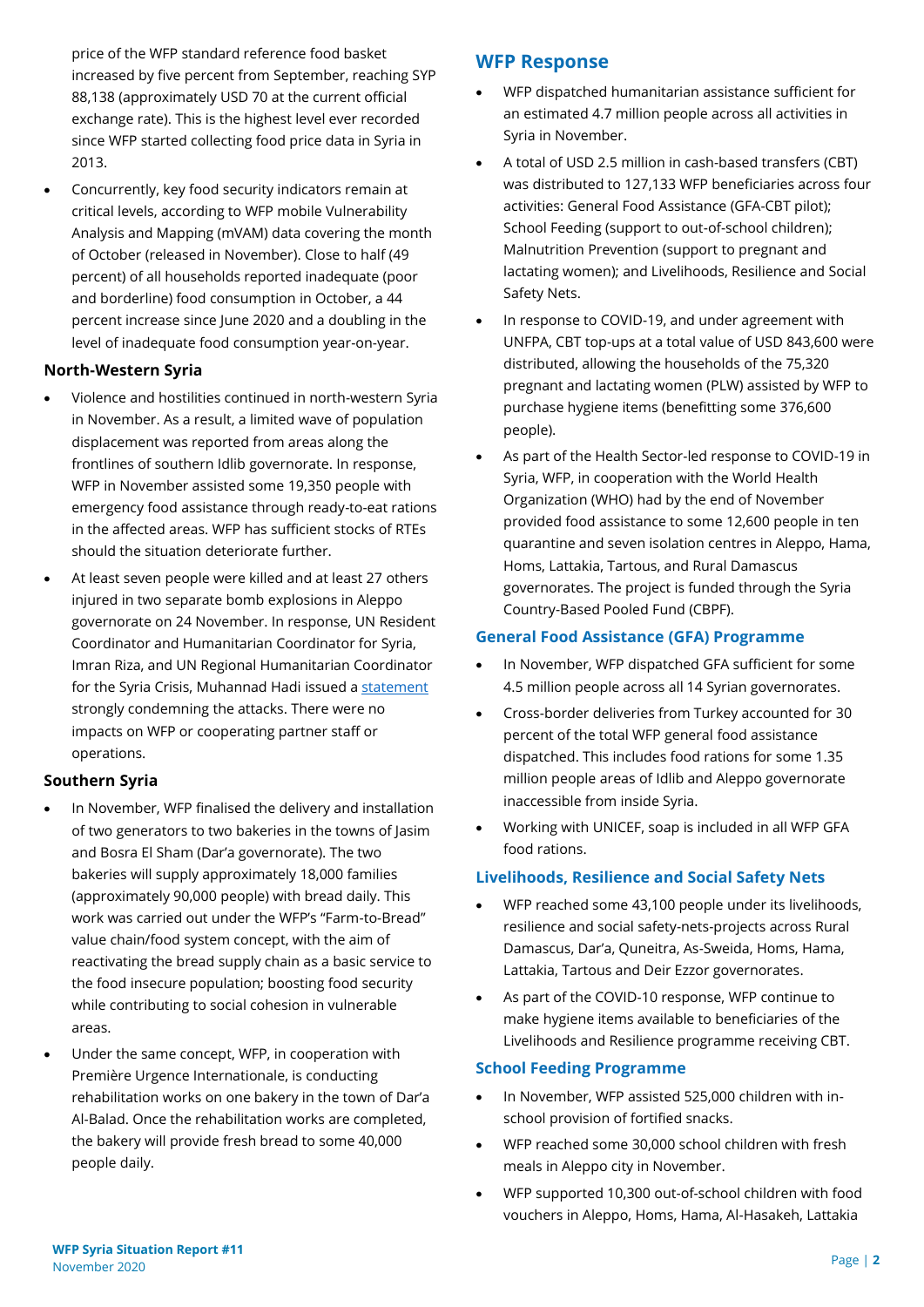price of the WFP standard reference food basket increased by five percent from September, reaching SYP 88,138 (approximately USD 70 at the current official exchange rate). This is the highest level ever recorded since WFP started collecting food price data in Syria in 2013.

- Concurrently, key food security indicators remain at critical levels, according to WFP mobile Vulnerability Analysis and Mapping (mVAM) data covering the month of October (released in November). Close to half (49 percent) of all households reported inadequate (poor and borderline) food consumption in October, a 44 percent increase since June 2020 and a doubling in the level of inadequate food consumption year-on-year.

### North-Western Syria

- Violence and hostilities continued in north-western Syria in November. As a result, a limited wave of population displacement was reported from areas along the frontlines of southern Idlib governorate. In response, WFP in November assisted some 19,350 people with emergency food assistance through ready-to-eat rations in the affected areas. WFP has sufficient stocks of RTEs should the situation deteriorate further.
- At least seven people were killed and at least 27 others injured in two separate bomb explosions in Aleppo governorate on 24 November. In response, UN Resident Coordinator and Humanitarian Coordinator for Syria, Imran Riza, and UN Regional Humanitarian Coordinator for the Syria Crisis, Muhannad Hadi issued a statement strongly condemning the attacks. There were no impacts on WFP or cooperating partner staff or operations.

### Southern Syria

- In November, WFP finalised the delivery and installation of two generators to two bakeries in the towns of Jasim and Bosra El Sham (Dar'a governorate). The two bakeries will supply approximately 18,000 families (approximately 90,000 people) with bread daily. This work was carried out under the WFP's "Farm-to-Bread" value chain/food system concept, with the aim of reactivating the bread supply chain as a basic service to the food insecure population; boosting food security while contributing to social cohesion in vulnerable areas.
- Under the same concept, WFP, in cooperation with Première Urgence Internationale, is conducting rehabilitation works on one bakery in the town of Dar'a Al-Balad. Once the rehabilitation works are completed, the bakery will provide fresh bread to some 40,000 people daily.

## WFP Response

- WFP dispatched humanitarian assistance sufficient for an estimated 4.7 million people across all activities in Syria in November.
- A total of USD 2.5 million in cash-based transfers (CBT) was distributed to 127,133 WFP beneficiaries across four activities: General Food Assistance (GFA-CBT pilot); School Feeding (support to out-of-school children); Malnutrition Prevention (support to pregnant and lactating women); and Livelihoods, Resilience and Social Safety Nets.
- In response to COVID-19, and under agreement with UNFPA, CBT top-ups at a total value of USD 843,600 were distributed, allowing the households of the 75,320 pregnant and lactating women (PLW) assisted by WFP to purchase hygiene items (benefitting some 376,600 people).
- As part of the Health Sector-led response to COVID-19 in Syria, WFP, in cooperation with the World Health Organization (WHO) had by the end of November provided food assistance to some 12,600 people in ten quarantine and seven isolation centres in Aleppo, Hama, Homs, Lattakia, Tartous, and Rural Damascus governorates. The project is funded through the Syria Country-Based Pooled Fund (CBPF).

### General Food Assistance (GFA) Programme

- In November, WFP dispatched GFA sufficient for some 4.5 million people across all 14 Syrian governorates.
- Cross-border deliveries from Turkey accounted for 30 percent of the total WFP general food assistance dispatched. This includes food rations for some 1.35 million people areas of Idlib and Aleppo governorate inaccessible from inside Syria.
- Working with UNICEF, soap is included in all WFP GFA food rations.

### Livelihoods, Resilience and Social Safety Nets

- WFP reached some 43,100 people under its livelihoods, resilience and social safety-nets-projects across Rural Damascus, Dar'a, Quneitra, As-Sweida, Homs, Hama, Lattakia, Tartous and Deir Ezzor governorates.
- As part of the COVID-10 response, WFP continue to make hygiene items available to beneficiaries of the Livelihoods and Resilience programme receiving CBT.

### School Feeding Programme

- In November, WFP assisted 525,000 children with in-school provision of fortified snacks.
- WFP reached some 30,000 school children with fresh meals in Aleppo city in November.
- WFP supported 10,300 out-of-school children with food vouchers in Aleppo, Homs, Hama, Al-Hasakeh, Lattakia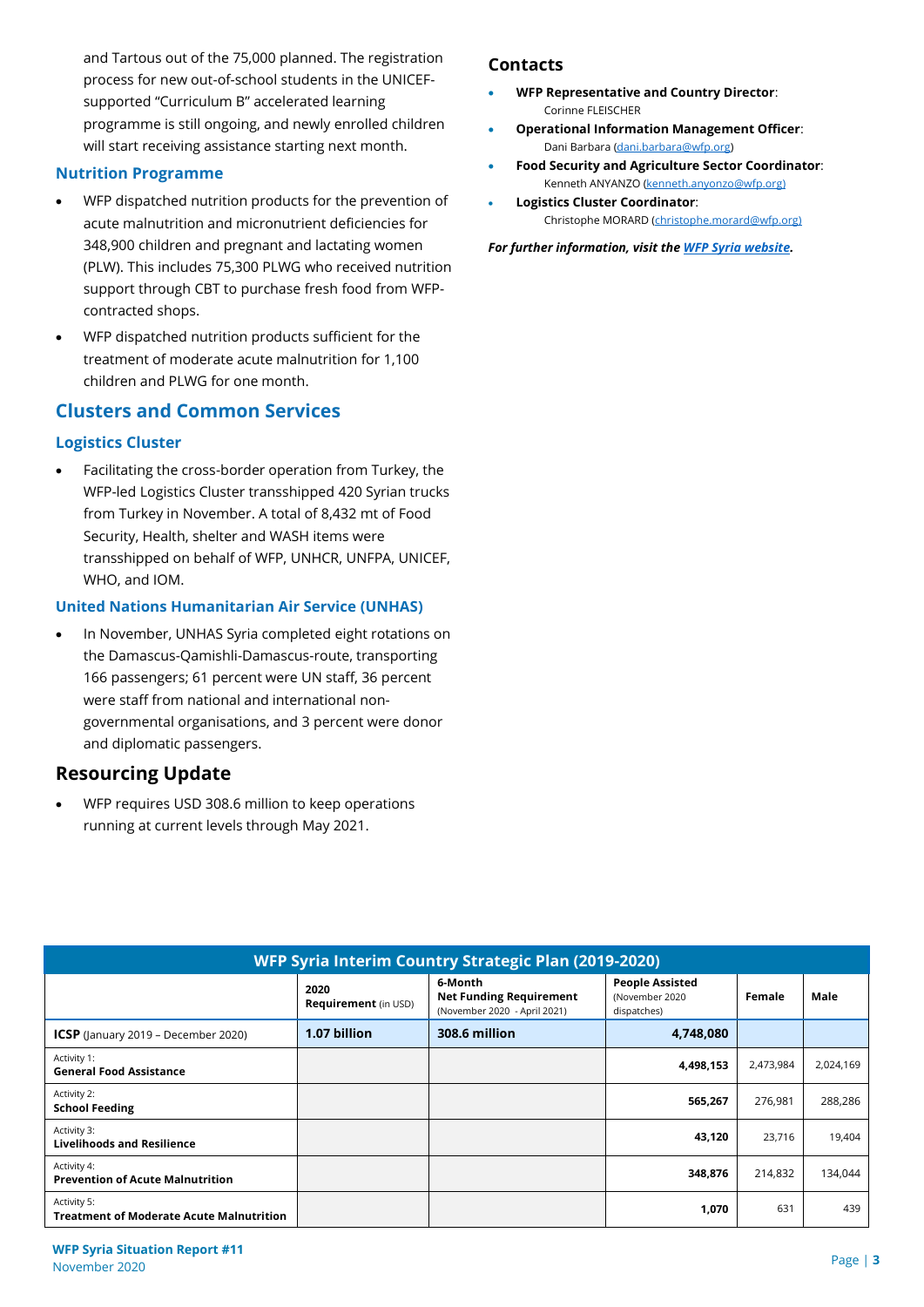and Tartous out of the 75,000 planned. The registration process for new out-of-school students in the UNICEF-supported “Curriculum B” accelerated learning programme is still ongoing, and newly enrolled children will start receiving assistance starting next month.

### Nutrition Programme

- WFP dispatched nutrition products for the prevention of acute malnutrition and micronutrient deficiencies for 348,900 children and pregnant and lactating women (PLW). This includes 75,300 PLWG who received nutrition support through CBT to purchase fresh food from WFP-contracted shops.
- WFP dispatched nutrition products sufficient for the treatment of moderate acute malnutrition for 1,100 children and PLWG for one month.

## Clusters and Common Services

### Logistics Cluster

- Facilitating the cross-border operation from Turkey, the WFP-led Logistics Cluster transshipped 420 Syrian trucks from Turkey in November. A total of 8,432 mt of Food Security, Health, shelter and WASH items were transshipped on behalf of WFP, UNHCR, UNFPA, UNICEF, WHO, and IOM.

### United Nations Humanitarian Air Service (UNHAS)

- In November, UNHAS Syria completed eight rotations on the Damascus-Qamishli-Damascus-route, transporting 166 passengers; 61 percent were UN staff, 36 percent were staff from national and international non-governmental organisations, and 3 percent were donor and diplomatic passengers.

## Resourcing Update

- WFP requires USD 308.6 million to keep operations running at current levels through May 2021.

## Contacts

- **WFP Representative and Country Director**: Corinne FLEISCHER
- **Operational Information Management Officer**: Dani Barbara (dani.barbara@wfp.org)
- **Food Security and Agriculture Sector Coordinator**: Kenneth ANYANZO (kenneth.anyonzo@wfp.org)
- **Logistics Cluster Coordinator**: Christophe MORARD (christophe.morard@wfp.org)

***For further information, visit the WFP Syria website.***

**WFP Syria Interim Country Strategic Plan (2019-2020)**

| | 2020 Requirement (in USD) | 6-Month Net Funding Requirement (November 2020 - April 2021) | People Assisted (November 2020 dispatches) | Female | Male |
|---|---|---|---|---|---|
| **ICSP** (January 2019 – December 2020) | **1.07 billion** | **308.6 million** | **4,748,080** | | |
| Activity 1: **General Food Assistance** | | | **4,498,153** | 2,473,984 | 2,024,169 |
| Activity 2: **School Feeding** | | | **565,267** | 276,981 | 288,286 |
| Activity 3: **Livelihoods and Resilience** | | | **43,120** | 23,716 | 19,404 |
| Activity 4: **Prevention of Acute Malnutrition** | | | **348,876** | 214,832 | 134,044 |
| Activity 5: **Treatment of Moderate Acute Malnutrition** | | | **1,070** | 631 | 439 |